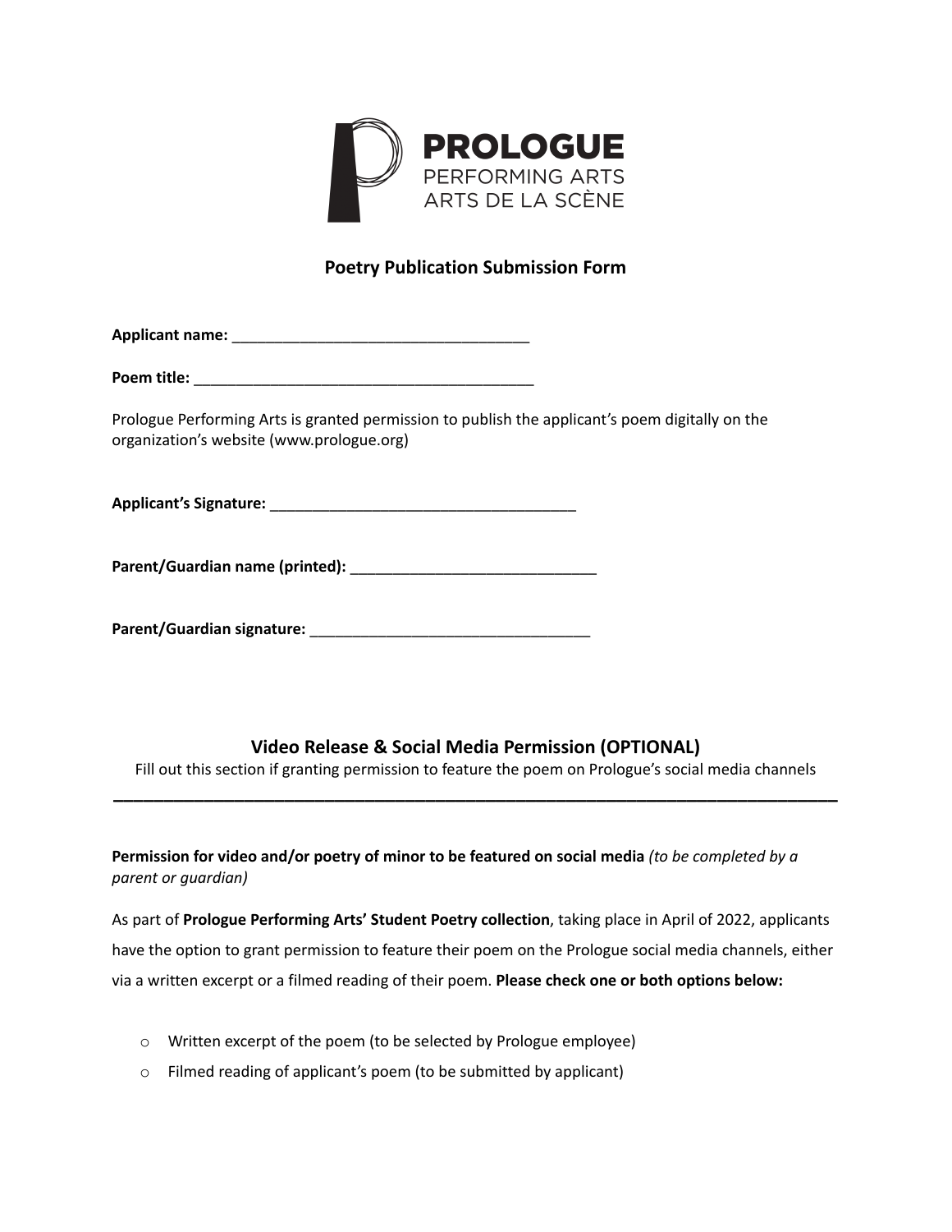PROLOGUE
PERFORMING ARTS
ARTS DE LA SCÈNE

## Poetry Publication Submission Form

**Applicant name:** ___________________________________

**Poem title:** ________________________________________

Prologue Performing Arts is granted permission to publish the applicant's poem digitally on the organization's website (www.prologue.org)

**Applicant's Signature:** ___________________________________

**Parent/Guardian name (printed):** _____________________________

**Parent/Guardian signature:** _________________________________

## Video Release & Social Media Permission (OPTIONAL)

Fill out this section if granting permission to feature the poem on Prologue's social media channels

---

**Permission for video and/or poetry of minor to be featured on social media** *(to be completed by a parent or guardian)*

As part of **Prologue Performing Arts' Student Poetry collection**, taking place in April of 2022, applicants have the option to grant permission to feature their poem on the Prologue social media channels, either via a written excerpt or a filmed reading of their poem. **Please check one or both options below:**

- ☐ Written excerpt of the poem (to be selected by Prologue employee)
- ☐ Filmed reading of applicant's poem (to be submitted by applicant)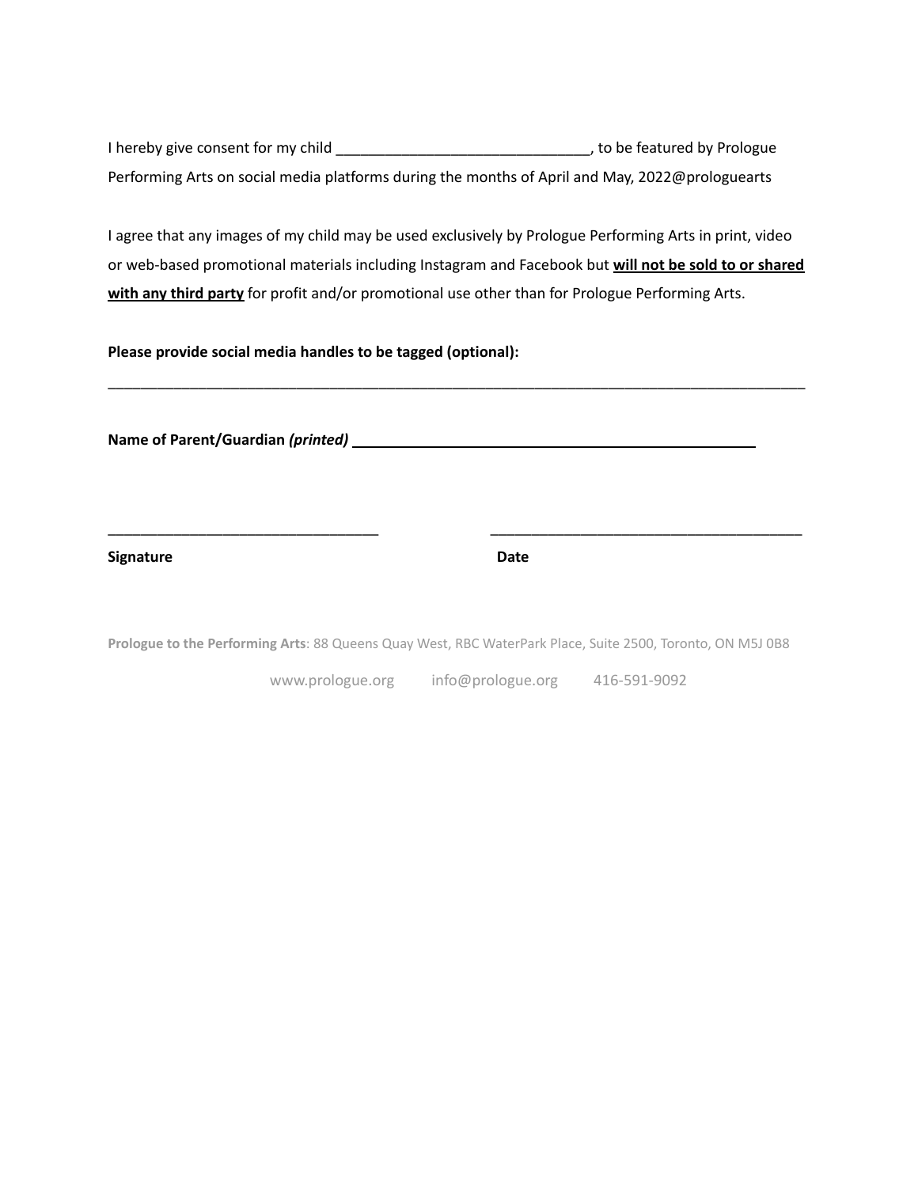I hereby give consent for my child _______________________________, to be featured by Prologue Performing Arts on social media platforms during the months of April and May, 2022@prologuearts

I agree that any images of my child may be used exclusively by Prologue Performing Arts in print, video or web-based promotional materials including Instagram and Facebook but **will not be sold to or shared with any third party** for profit and/or promotional use other than for Prologue Performing Arts.

**Please provide social media handles to be tagged (optional):**

___________________________________________________________________________________________

**Name of Parent/Guardian *(printed)*** ____________________________________________________

__________________________________ ________________________________________

**Signature** **Date**

**Prologue to the Performing Arts**: 88 Queens Quay West, RBC WaterPark Place, Suite 2500, Toronto, ON M5J 0B8

www.prologue.org info@prologue.org 416-591-9092